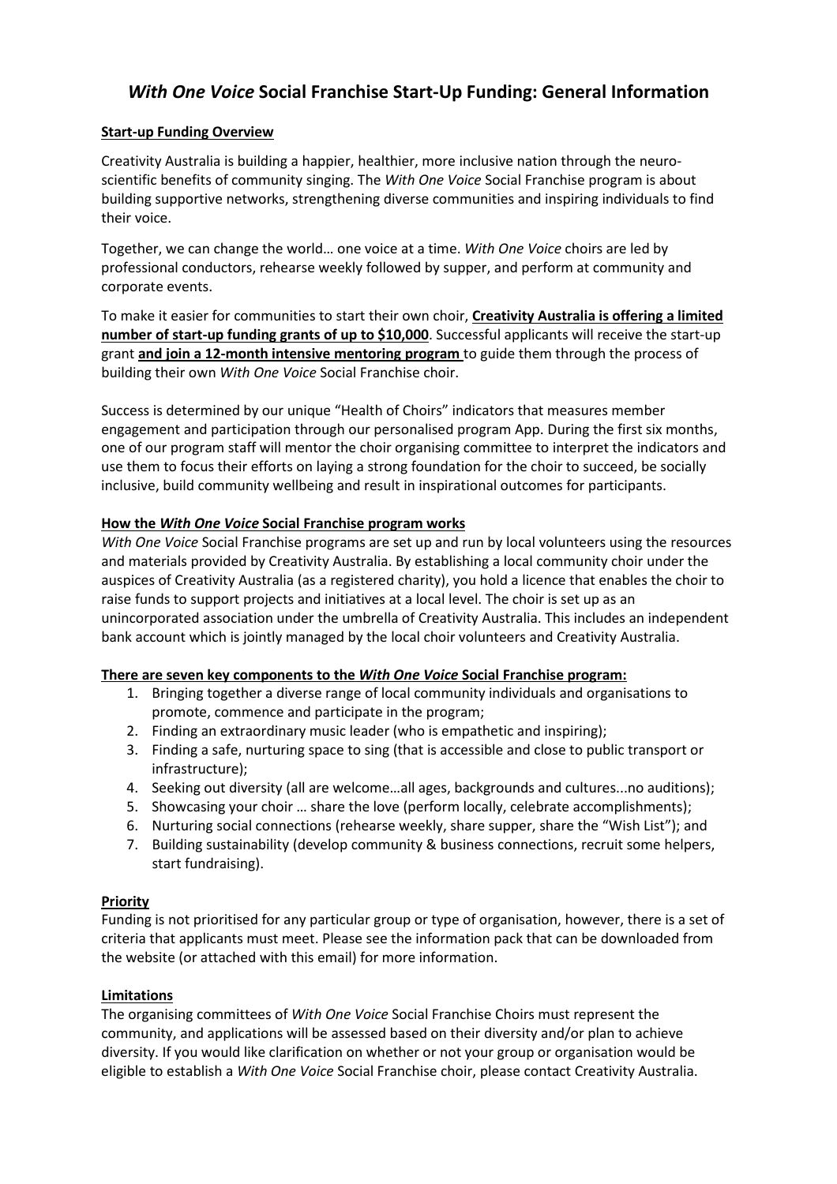# *With One Voice* Social Franchise Start-Up Funding: General Information

**Start-up Funding Overview**

Creativity Australia is building a happier, healthier, more inclusive nation through the neuro-scientific benefits of community singing. The *With One Voice* Social Franchise program is about building supportive networks, strengthening diverse communities and inspiring individuals to find their voice.

Together, we can change the world… one voice at a time. *With One Voice* choirs are led by professional conductors, rehearse weekly followed by supper, and perform at community and corporate events.

To make it easier for communities to start their own choir, **Creativity Australia is offering a limited number of start-up funding grants of up to $10,000**. Successful applicants will receive the start-up grant **and join a 12-month intensive mentoring program** to guide them through the process of building their own *With One Voice* Social Franchise choir.

Success is determined by our unique "Health of Choirs" indicators that measures member engagement and participation through our personalised program App. During the first six months, one of our program staff will mentor the choir organising committee to interpret the indicators and use them to focus their efforts on laying a strong foundation for the choir to succeed, be socially inclusive, build community wellbeing and result in inspirational outcomes for participants.

**How the *With One Voice* Social Franchise program works**

*With One Voice* Social Franchise programs are set up and run by local volunteers using the resources and materials provided by Creativity Australia. By establishing a local community choir under the auspices of Creativity Australia (as a registered charity), you hold a licence that enables the choir to raise funds to support projects and initiatives at a local level. The choir is set up as an unincorporated association under the umbrella of Creativity Australia. This includes an independent bank account which is jointly managed by the local choir volunteers and Creativity Australia.

**There are seven key components to the *With One Voice* Social Franchise program:**

1. Bringing together a diverse range of local community individuals and organisations to promote, commence and participate in the program;
2. Finding an extraordinary music leader (who is empathetic and inspiring);
3. Finding a safe, nurturing space to sing (that is accessible and close to public transport or infrastructure);
4. Seeking out diversity (all are welcome…all ages, backgrounds and cultures...no auditions);
5. Showcasing your choir … share the love (perform locally, celebrate accomplishments);
6. Nurturing social connections (rehearse weekly, share supper, share the "Wish List"); and
7. Building sustainability (develop community & business connections, recruit some helpers, start fundraising).

**Priority**

Funding is not prioritised for any particular group or type of organisation, however, there is a set of criteria that applicants must meet. Please see the information pack that can be downloaded from the website (or attached with this email) for more information.

**Limitations**

The organising committees of *With One Voice* Social Franchise Choirs must represent the community, and applications will be assessed based on their diversity and/or plan to achieve diversity. If you would like clarification on whether or not your group or organisation would be eligible to establish a *With One Voice* Social Franchise choir, please contact Creativity Australia.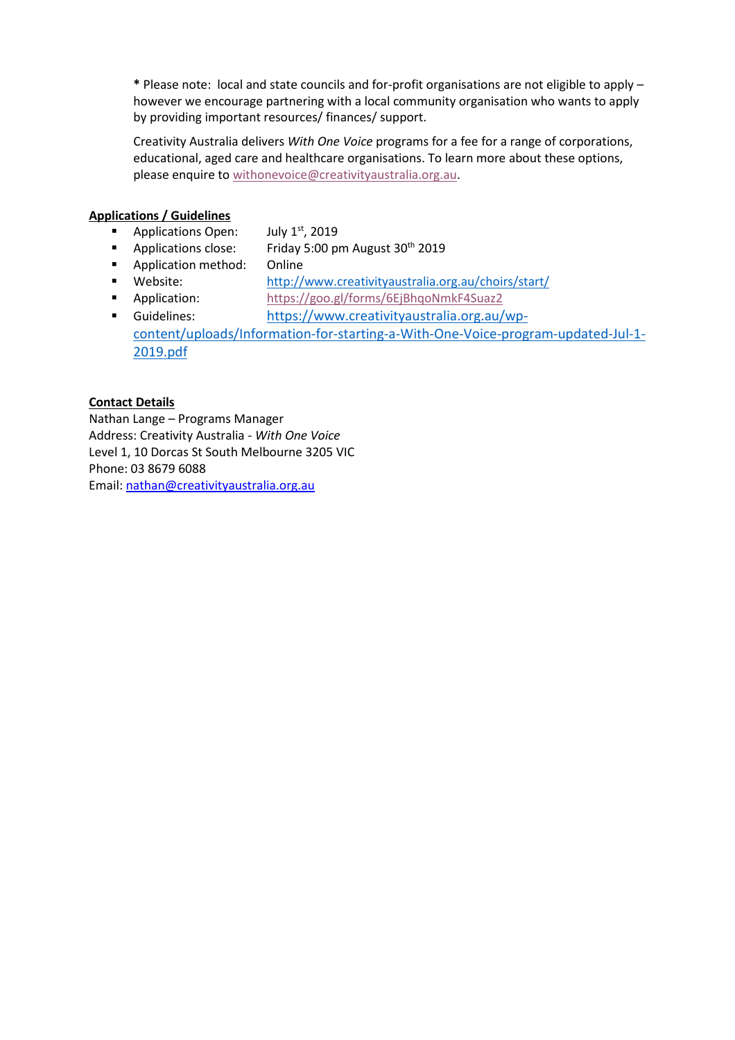**\*** Please note: local and state councils and for-profit organisations are not eligible to apply – however we encourage partnering with a local community organisation who wants to apply by providing important resources/ finances/ support.

Creativity Australia delivers *With One Voice* programs for a fee for a range of corporations, educational, aged care and healthcare organisations. To learn more about these options, please enquire to withonevoice@creativityaustralia.org.au.

**Applications / Guidelines**

- Applications Open: July 1st, 2019
- Applications close: Friday 5:00 pm August 30th 2019
- Application method: Online
- Website: http://www.creativityaustralia.org.au/choirs/start/
- Application: https://goo.gl/forms/6EjBhqoNmkF4Suaz2
- Guidelines: https://www.creativityaustralia.org.au/wp-content/uploads/Information-for-starting-a-With-One-Voice-program-updated-Jul-1-2019.pdf

**Contact Details**

Nathan Lange – Programs Manager
Address: Creativity Australia - *With One Voice*
Level 1, 10 Dorcas St South Melbourne 3205 VIC
Phone: 03 8679 6088
Email: nathan@creativityaustralia.org.au